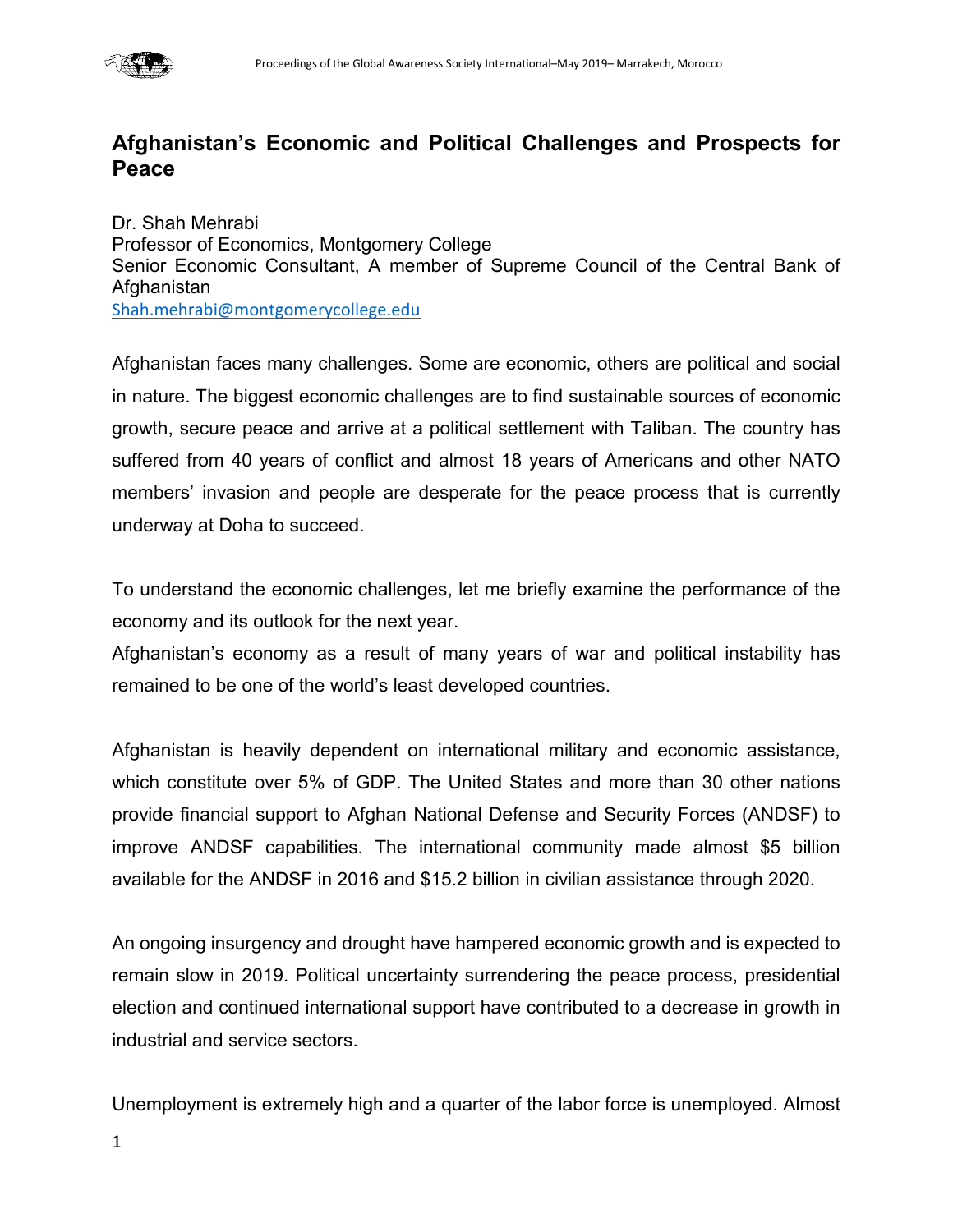# Afghanistan's Economic and Political Challenges and Prospects for Peace

Dr. Shah Mehrabi
Professor of Economics, Montgomery College
Senior Economic Consultant, A member of Supreme Council of the Central Bank of Afghanistan
Shah.mehrabi@montgomerycollege.edu

Afghanistan faces many challenges. Some are economic, others are political and social in nature. The biggest economic challenges are to find sustainable sources of economic growth, secure peace and arrive at a political settlement with Taliban. The country has suffered from 40 years of conflict and almost 18 years of Americans and other NATO members' invasion and people are desperate for the peace process that is currently underway at Doha to succeed.

To understand the economic challenges, let me briefly examine the performance of the economy and its outlook for the next year.
Afghanistan's economy as a result of many years of war and political instability has remained to be one of the world's least developed countries.

Afghanistan is heavily dependent on international military and economic assistance, which constitute over 5% of GDP. The United States and more than 30 other nations provide financial support to Afghan National Defense and Security Forces (ANDSF) to improve ANDSF capabilities. The international community made almost $5 billion available for the ANDSF in 2016 and $15.2 billion in civilian assistance through 2020.

An ongoing insurgency and drought have hampered economic growth and is expected to remain slow in 2019. Political uncertainty surrendering the peace process, presidential election and continued international support have contributed to a decrease in growth in industrial and service sectors.

Unemployment is extremely high and a quarter of the labor force is unemployed. Almost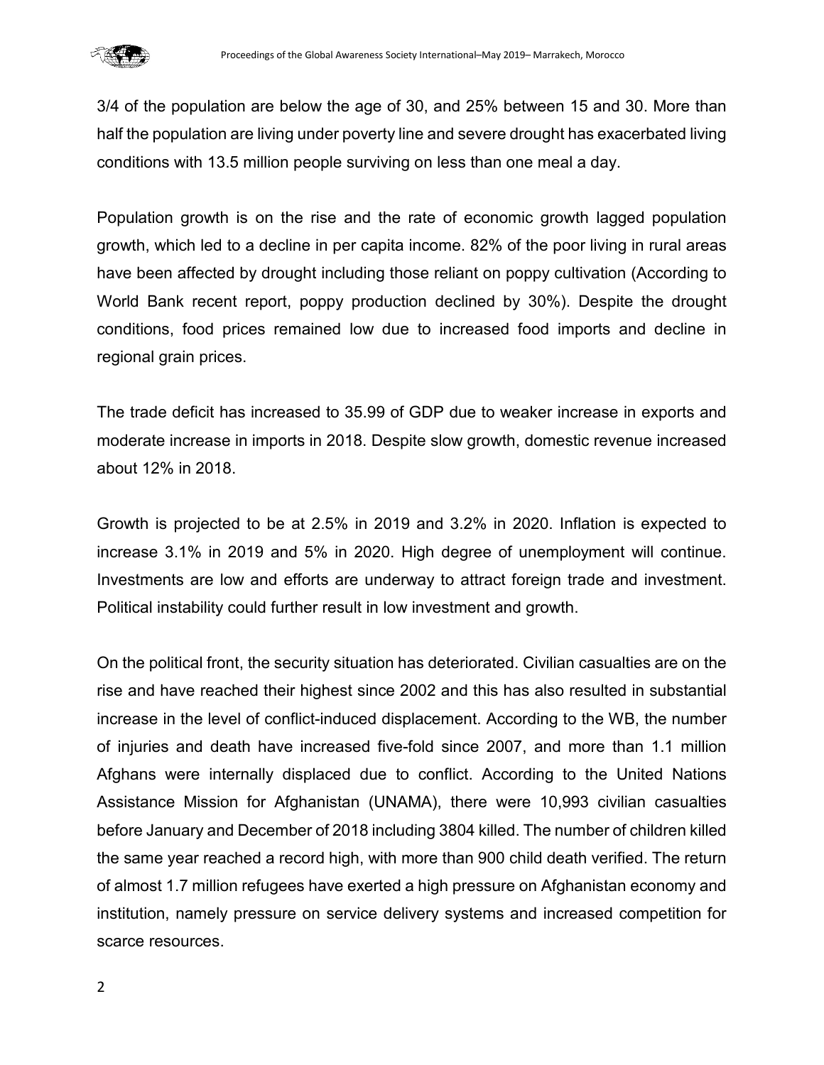3/4 of the population are below the age of 30, and 25% between 15 and 30. More than half the population are living under poverty line and severe drought has exacerbated living conditions with 13.5 million people surviving on less than one meal a day.

Population growth is on the rise and the rate of economic growth lagged population growth, which led to a decline in per capita income. 82% of the poor living in rural areas have been affected by drought including those reliant on poppy cultivation (According to World Bank recent report, poppy production declined by 30%). Despite the drought conditions, food prices remained low due to increased food imports and decline in regional grain prices.

The trade deficit has increased to 35.99 of GDP due to weaker increase in exports and moderate increase in imports in 2018. Despite slow growth, domestic revenue increased about 12% in 2018.

Growth is projected to be at 2.5% in 2019 and 3.2% in 2020. Inflation is expected to increase 3.1% in 2019 and 5% in 2020. High degree of unemployment will continue. Investments are low and efforts are underway to attract foreign trade and investment. Political instability could further result in low investment and growth.

On the political front, the security situation has deteriorated. Civilian casualties are on the rise and have reached their highest since 2002 and this has also resulted in substantial increase in the level of conflict-induced displacement. According to the WB, the number of injuries and death have increased five-fold since 2007, and more than 1.1 million Afghans were internally displaced due to conflict. According to the United Nations Assistance Mission for Afghanistan (UNAMA), there were 10,993 civilian casualties before January and December of 2018 including 3804 killed. The number of children killed the same year reached a record high, with more than 900 child death verified. The return of almost 1.7 million refugees have exerted a high pressure on Afghanistan economy and institution, namely pressure on service delivery systems and increased competition for scarce resources.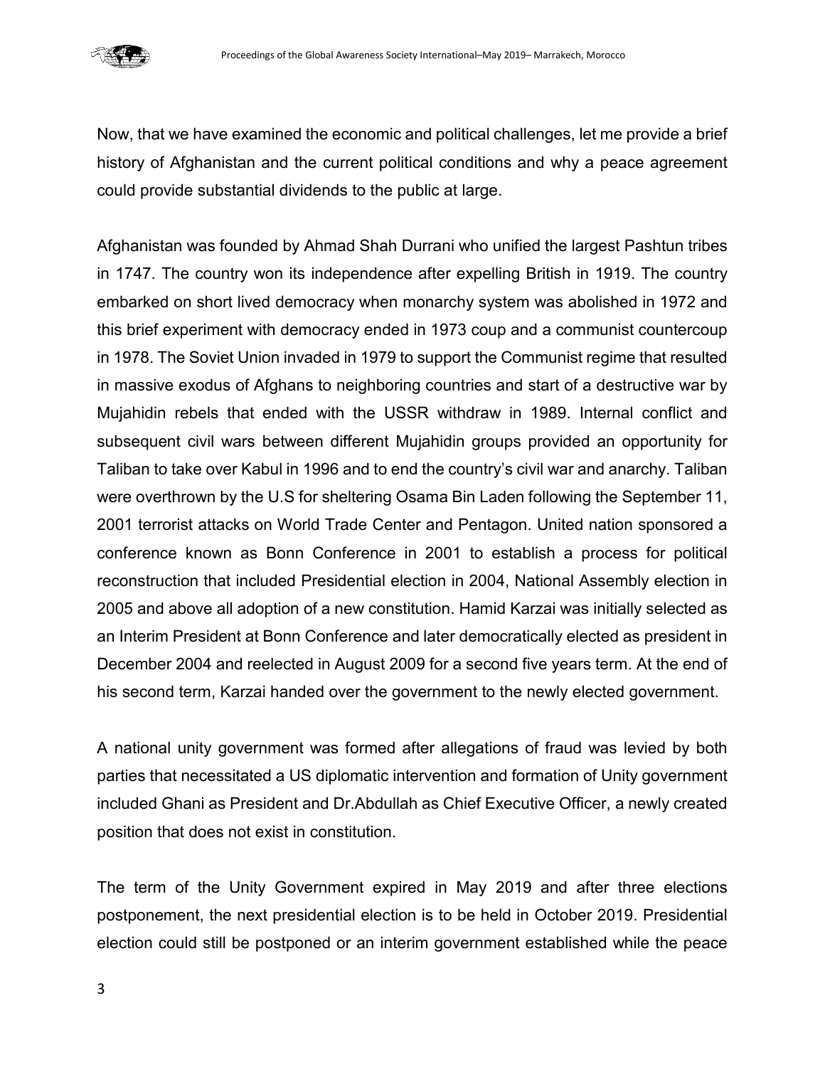Now, that we have examined the economic and political challenges, let me provide a brief history of Afghanistan and the current political conditions and why a peace agreement could provide substantial dividends to the public at large.

Afghanistan was founded by Ahmad Shah Durrani who unified the largest Pashtun tribes in 1747. The country won its independence after expelling British in 1919. The country embarked on short lived democracy when monarchy system was abolished in 1972 and this brief experiment with democracy ended in 1973 coup and a communist countercoup in 1978. The Soviet Union invaded in 1979 to support the Communist regime that resulted in massive exodus of Afghans to neighboring countries and start of a destructive war by Mujahidin rebels that ended with the USSR withdraw in 1989. Internal conflict and subsequent civil wars between different Mujahidin groups provided an opportunity for Taliban to take over Kabul in 1996 and to end the country's civil war and anarchy. Taliban were overthrown by the U.S for sheltering Osama Bin Laden following the September 11, 2001 terrorist attacks on World Trade Center and Pentagon. United nation sponsored a conference known as Bonn Conference in 2001 to establish a process for political reconstruction that included Presidential election in 2004, National Assembly election in 2005 and above all adoption of a new constitution. Hamid Karzai was initially selected as an Interim President at Bonn Conference and later democratically elected as president in December 2004 and reelected in August 2009 for a second five years term. At the end of his second term, Karzai handed over the government to the newly elected government.

A national unity government was formed after allegations of fraud was levied by both parties that necessitated a US diplomatic intervention and formation of Unity government included Ghani as President and Dr.Abdullah as Chief Executive Officer, a newly created position that does not exist in constitution.

The term of the Unity Government expired in May 2019 and after three elections postponement, the next presidential election is to be held in October 2019. Presidential election could still be postponed or an interim government established while the peace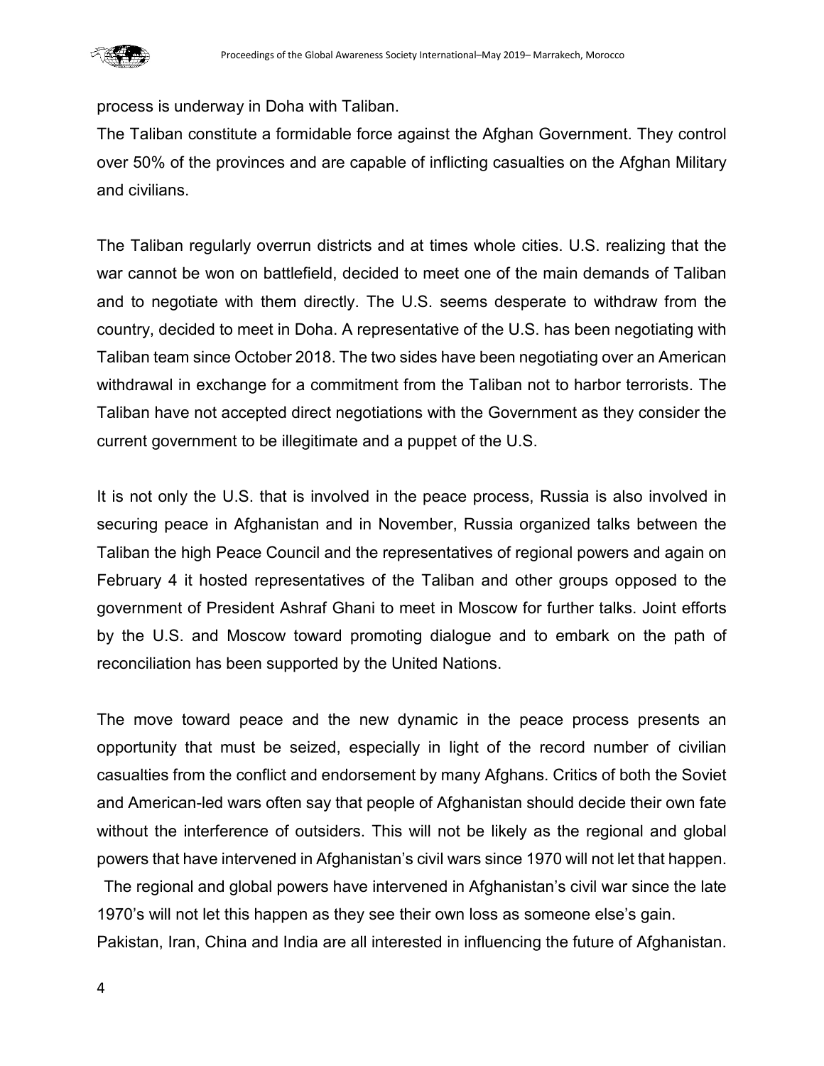process is underway in Doha with Taliban.

The Taliban constitute a formidable force against the Afghan Government. They control over 50% of the provinces and are capable of inflicting casualties on the Afghan Military and civilians.

The Taliban regularly overrun districts and at times whole cities. U.S. realizing that the war cannot be won on battlefield, decided to meet one of the main demands of Taliban and to negotiate with them directly. The U.S. seems desperate to withdraw from the country, decided to meet in Doha. A representative of the U.S. has been negotiating with Taliban team since October 2018. The two sides have been negotiating over an American withdrawal in exchange for a commitment from the Taliban not to harbor terrorists. The Taliban have not accepted direct negotiations with the Government as they consider the current government to be illegitimate and a puppet of the U.S.

It is not only the U.S. that is involved in the peace process, Russia is also involved in securing peace in Afghanistan and in November, Russia organized talks between the Taliban the high Peace Council and the representatives of regional powers and again on February 4 it hosted representatives of the Taliban and other groups opposed to the government of President Ashraf Ghani to meet in Moscow for further talks. Joint efforts by the U.S. and Moscow toward promoting dialogue and to embark on the path of reconciliation has been supported by the United Nations.

The move toward peace and the new dynamic in the peace process presents an opportunity that must be seized, especially in light of the record number of civilian casualties from the conflict and endorsement by many Afghans. Critics of both the Soviet and American-led wars often say that people of Afghanistan should decide their own fate without the interference of outsiders. This will not be likely as the regional and global powers that have intervened in Afghanistan's civil wars since 1970 will not let that happen. The regional and global powers have intervened in Afghanistan's civil war since the late 1970's will not let this happen as they see their own loss as someone else's gain. Pakistan, Iran, China and India are all interested in influencing the future of Afghanistan.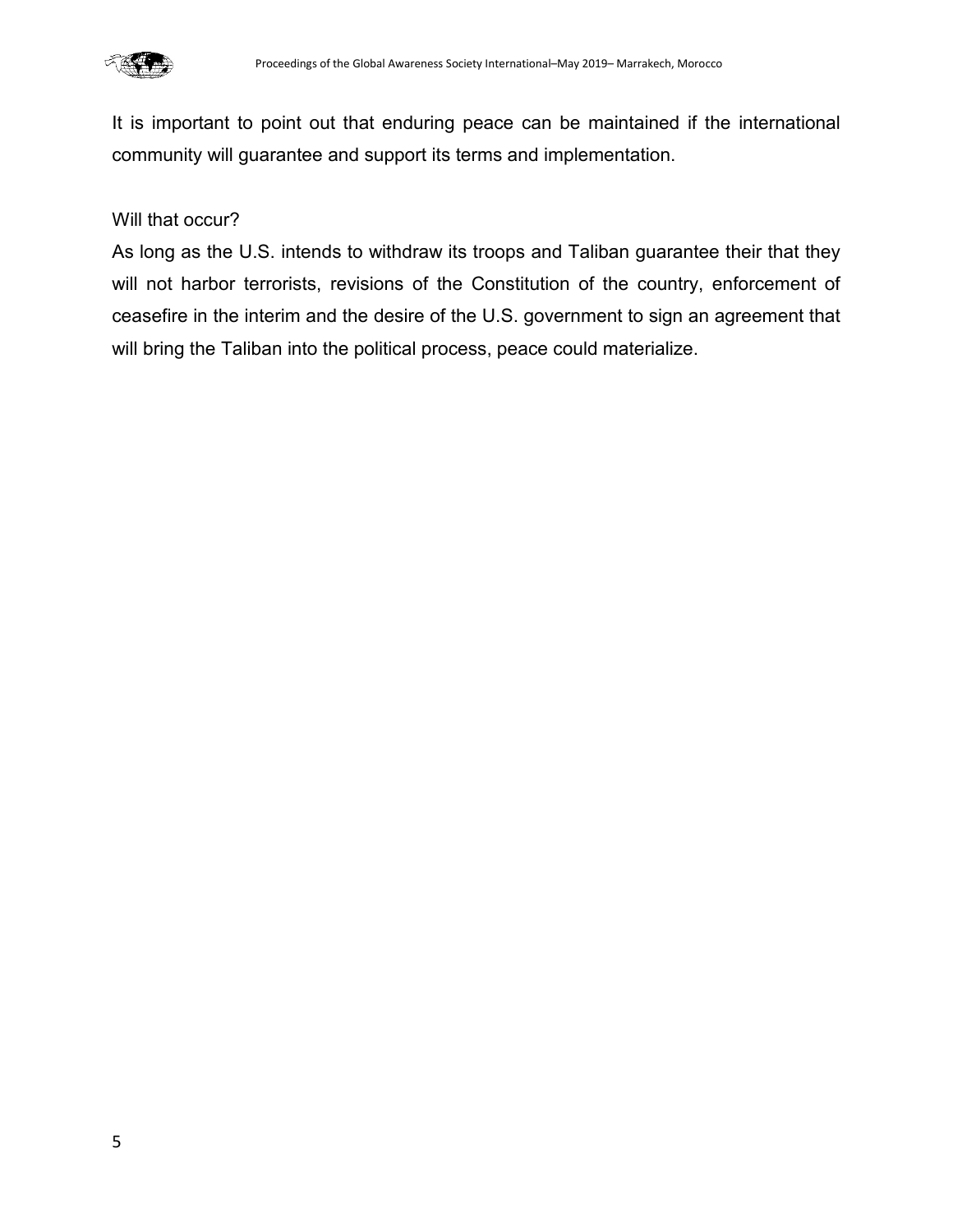It is important to point out that enduring peace can be maintained if the international community will guarantee and support its terms and implementation.

Will that occur?
As long as the U.S. intends to withdraw its troops and Taliban guarantee their that they will not harbor terrorists, revisions of the Constitution of the country, enforcement of ceasefire in the interim and the desire of the U.S. government to sign an agreement that will bring the Taliban into the political process, peace could materialize.